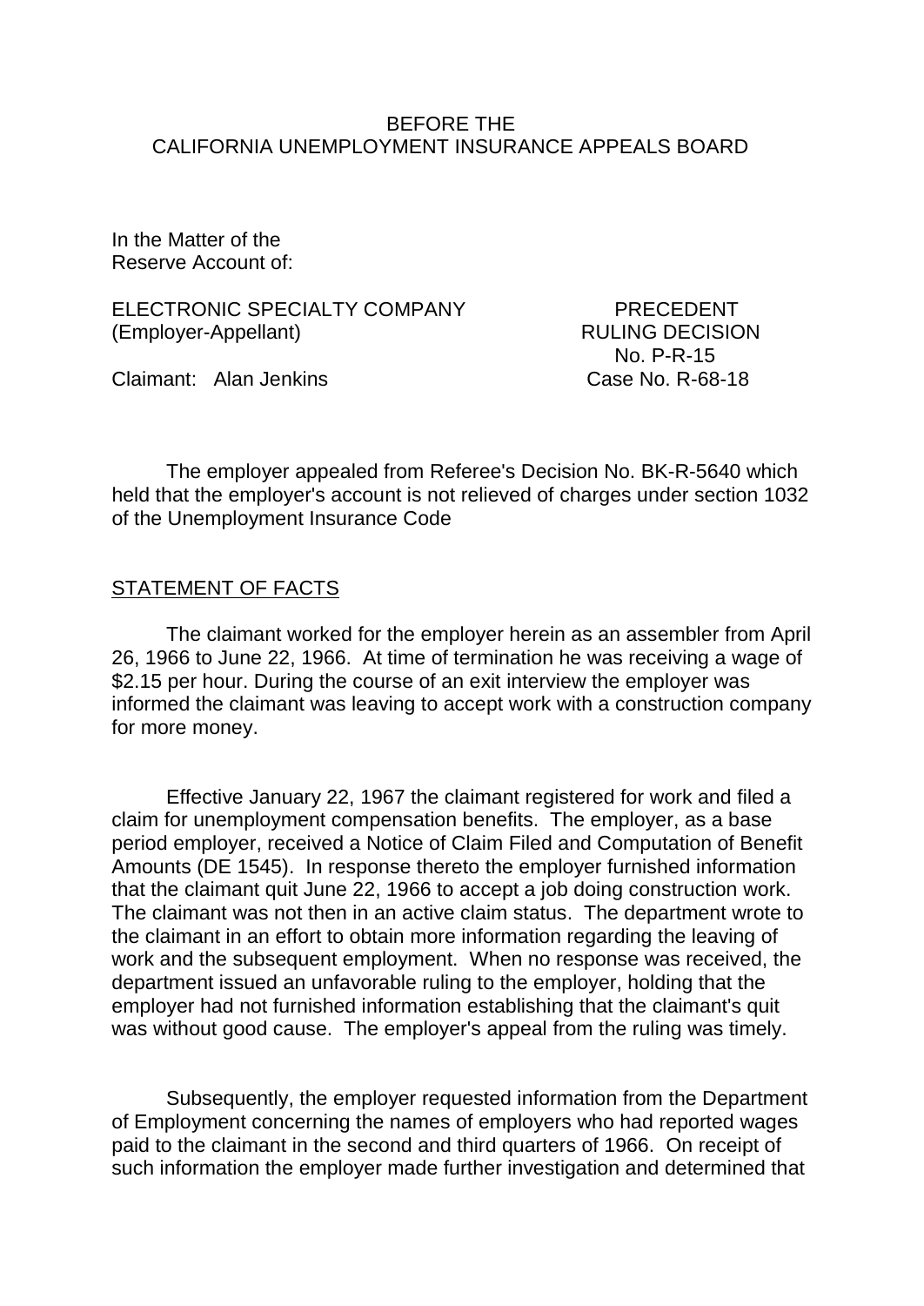BEFORE THE
CALIFORNIA UNEMPLOYMENT INSURANCE APPEALS BOARD

In the Matter of the
Reserve Account of:

ELECTRONIC SPECIALTY COMPANY
(Employer-Appellant)

PRECEDENT
RULING DECISION
No. P-R-15
Case No. R-68-18

Claimant: Alan Jenkins

The employer appealed from Referee's Decision No. BK-R-5640 which held that the employer's account is not relieved of charges under section 1032 of the Unemployment Insurance Code

## STATEMENT OF FACTS

The claimant worked for the employer herein as an assembler from April 26, 1966 to June 22, 1966. At time of termination he was receiving a wage of $2.15 per hour. During the course of an exit interview the employer was informed the claimant was leaving to accept work with a construction company for more money.

Effective January 22, 1967 the claimant registered for work and filed a claim for unemployment compensation benefits. The employer, as a base period employer, received a Notice of Claim Filed and Computation of Benefit Amounts (DE 1545). In response thereto the employer furnished information that the claimant quit June 22, 1966 to accept a job doing construction work. The claimant was not then in an active claim status. The department wrote to the claimant in an effort to obtain more information regarding the leaving of work and the subsequent employment. When no response was received, the department issued an unfavorable ruling to the employer, holding that the employer had not furnished information establishing that the claimant's quit was without good cause. The employer's appeal from the ruling was timely.

Subsequently, the employer requested information from the Department of Employment concerning the names of employers who had reported wages paid to the claimant in the second and third quarters of 1966. On receipt of such information the employer made further investigation and determined that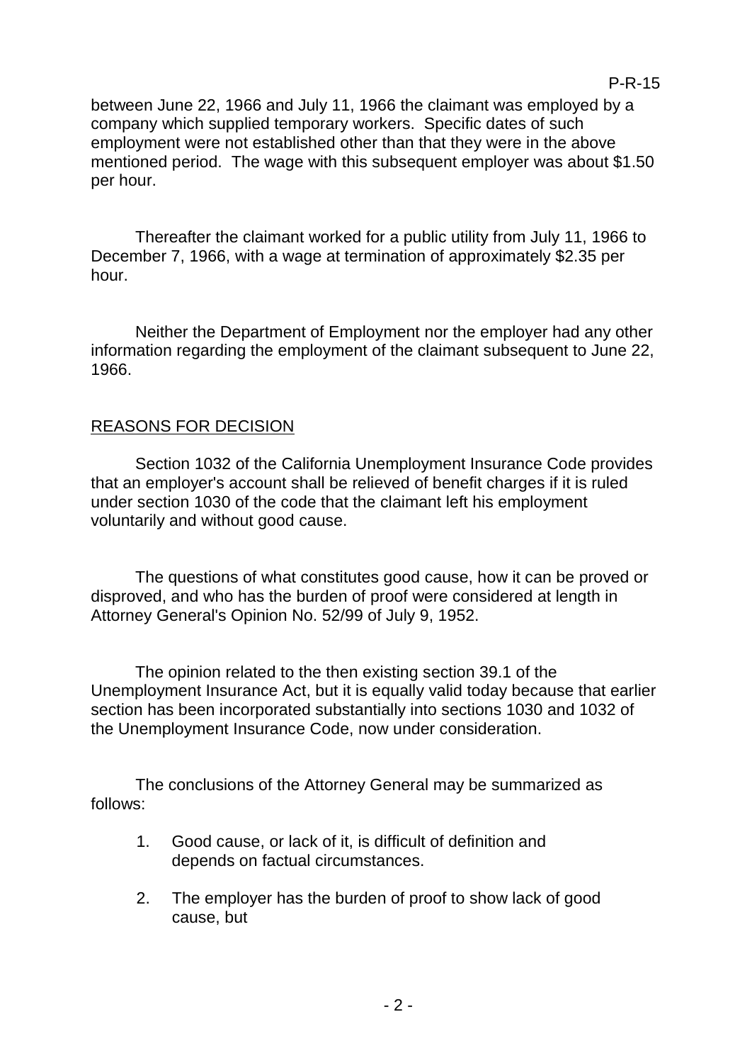between June 22, 1966 and July 11, 1966 the claimant was employed by a company which supplied temporary workers. Specific dates of such employment were not established other than that they were in the above mentioned period. The wage with this subsequent employer was about $1.50 per hour.

Thereafter the claimant worked for a public utility from July 11, 1966 to December 7, 1966, with a wage at termination of approximately $2.35 per hour.

Neither the Department of Employment nor the employer had any other information regarding the employment of the claimant subsequent to June 22, 1966.

## REASONS FOR DECISION

Section 1032 of the California Unemployment Insurance Code provides that an employer's account shall be relieved of benefit charges if it is ruled under section 1030 of the code that the claimant left his employment voluntarily and without good cause.

The questions of what constitutes good cause, how it can be proved or disproved, and who has the burden of proof were considered at length in Attorney General's Opinion No. 52/99 of July 9, 1952.

The opinion related to the then existing section 39.1 of the Unemployment Insurance Act, but it is equally valid today because that earlier section has been incorporated substantially into sections 1030 and 1032 of the Unemployment Insurance Code, now under consideration.

The conclusions of the Attorney General may be summarized as follows:

1. Good cause, or lack of it, is difficult of definition and depends on factual circumstances.
2. The employer has the burden of proof to show lack of good cause, but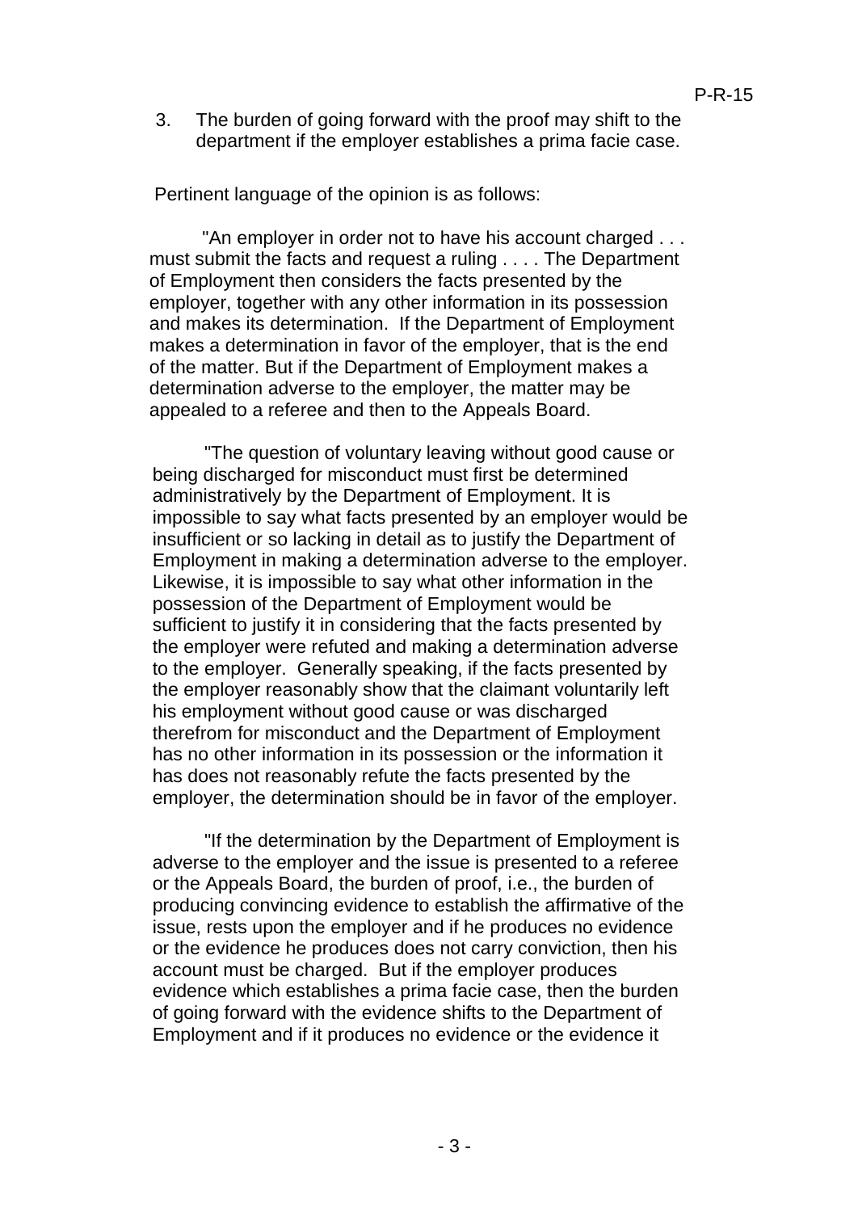3. The burden of going forward with the proof may shift to the department if the employer establishes a prima facie case.

Pertinent language of the opinion is as follows:

"An employer in order not to have his account charged . . . must submit the facts and request a ruling . . . . The Department of Employment then considers the facts presented by the employer, together with any other information in its possession and makes its determination. If the Department of Employment makes a determination in favor of the employer, that is the end of the matter. But if the Department of Employment makes a determination adverse to the employer, the matter may be appealed to a referee and then to the Appeals Board.

"The question of voluntary leaving without good cause or being discharged for misconduct must first be determined administratively by the Department of Employment. It is impossible to say what facts presented by an employer would be insufficient or so lacking in detail as to justify the Department of Employment in making a determination adverse to the employer. Likewise, it is impossible to say what other information in the possession of the Department of Employment would be sufficient to justify it in considering that the facts presented by the employer were refuted and making a determination adverse to the employer. Generally speaking, if the facts presented by the employer reasonably show that the claimant voluntarily left his employment without good cause or was discharged therefrom for misconduct and the Department of Employment has no other information in its possession or the information it has does not reasonably refute the facts presented by the employer, the determination should be in favor of the employer.

"If the determination by the Department of Employment is adverse to the employer and the issue is presented to a referee or the Appeals Board, the burden of proof, i.e., the burden of producing convincing evidence to establish the affirmative of the issue, rests upon the employer and if he produces no evidence or the evidence he produces does not carry conviction, then his account must be charged. But if the employer produces evidence which establishes a prima facie case, then the burden of going forward with the evidence shifts to the Department of Employment and if it produces no evidence or the evidence it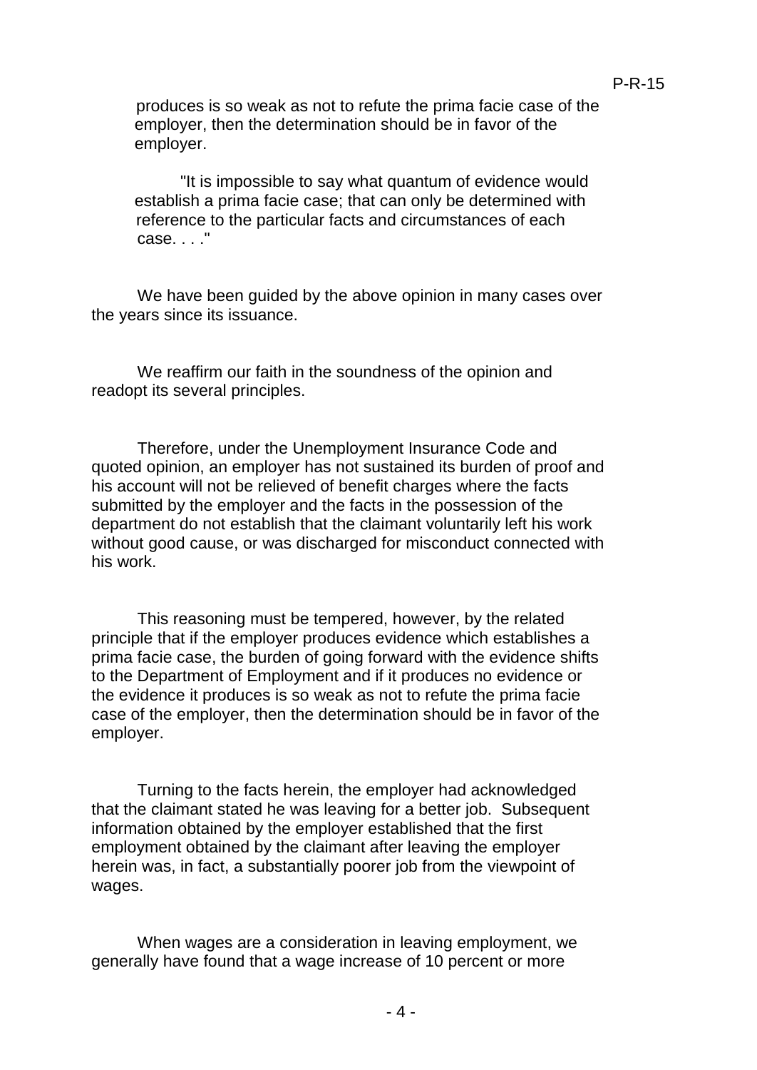produces is so weak as not to refute the prima facie case of the employer, then the determination should be in favor of the employer.

"It is impossible to say what quantum of evidence would establish a prima facie case; that can only be determined with reference to the particular facts and circumstances of each case. . . ."

We have been guided by the above opinion in many cases over the years since its issuance.

We reaffirm our faith in the soundness of the opinion and readopt its several principles.

Therefore, under the Unemployment Insurance Code and quoted opinion, an employer has not sustained its burden of proof and his account will not be relieved of benefit charges where the facts submitted by the employer and the facts in the possession of the department do not establish that the claimant voluntarily left his work without good cause, or was discharged for misconduct connected with his work.

This reasoning must be tempered, however, by the related principle that if the employer produces evidence which establishes a prima facie case, the burden of going forward with the evidence shifts to the Department of Employment and if it produces no evidence or the evidence it produces is so weak as not to refute the prima facie case of the employer, then the determination should be in favor of the employer.

Turning to the facts herein, the employer had acknowledged that the claimant stated he was leaving for a better job. Subsequent information obtained by the employer established that the first employment obtained by the claimant after leaving the employer herein was, in fact, a substantially poorer job from the viewpoint of wages.

When wages are a consideration in leaving employment, we generally have found that a wage increase of 10 percent or more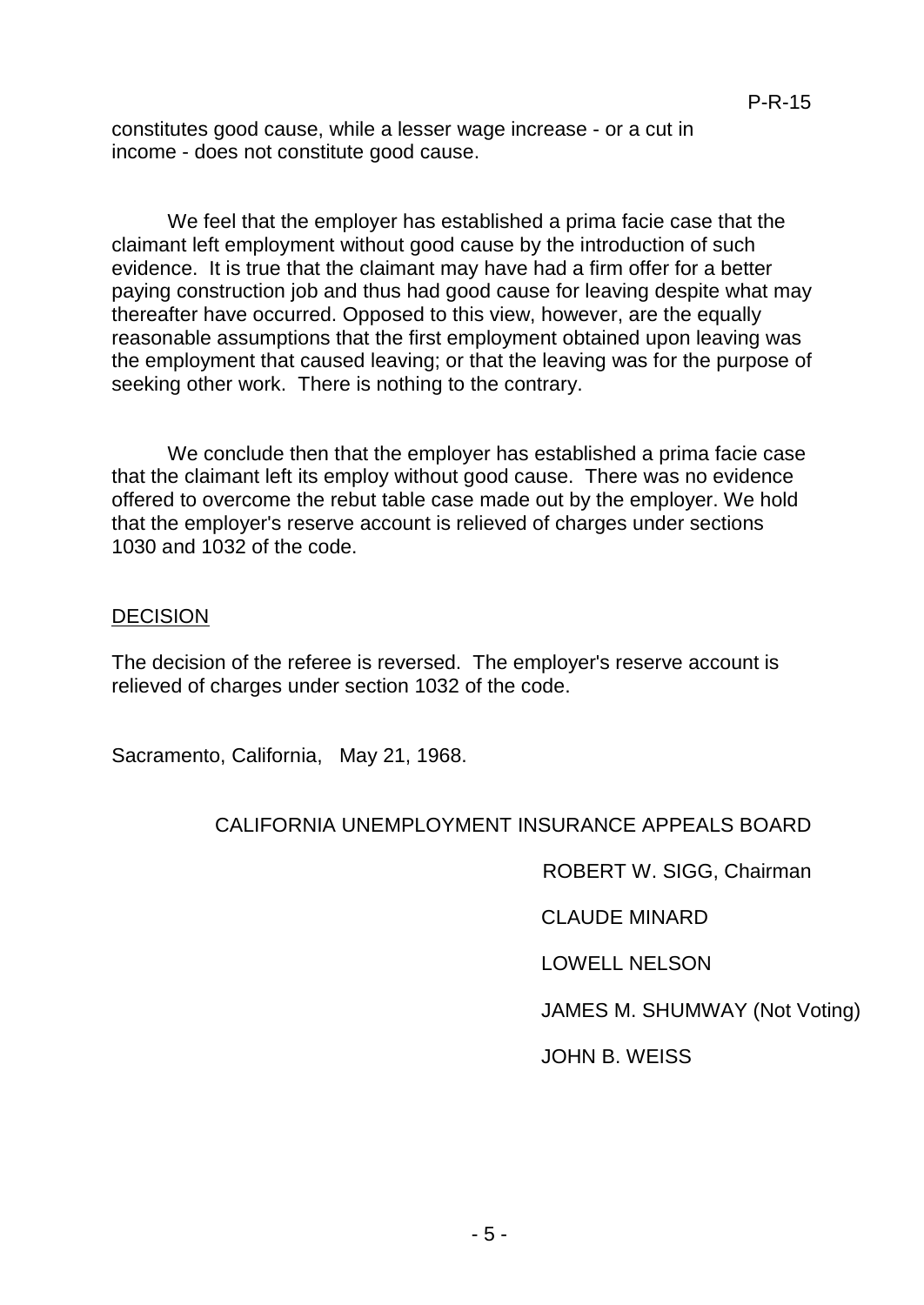constitutes good cause, while a lesser wage increase - or a cut in income - does not constitute good cause.

We feel that the employer has established a prima facie case that the claimant left employment without good cause by the introduction of such evidence. It is true that the claimant may have had a firm offer for a better paying construction job and thus had good cause for leaving despite what may thereafter have occurred. Opposed to this view, however, are the equally reasonable assumptions that the first employment obtained upon leaving was the employment that caused leaving; or that the leaving was for the purpose of seeking other work. There is nothing to the contrary.

We conclude then that the employer has established a prima facie case that the claimant left its employ without good cause. There was no evidence offered to overcome the rebut table case made out by the employer. We hold that the employer's reserve account is relieved of charges under sections 1030 and 1032 of the code.

## DECISION

The decision of the referee is reversed. The employer's reserve account is relieved of charges under section 1032 of the code.

Sacramento, California, May 21, 1968.

CALIFORNIA UNEMPLOYMENT INSURANCE APPEALS BOARD

ROBERT W. SIGG, Chairman

CLAUDE MINARD

LOWELL NELSON

JAMES M. SHUMWAY (Not Voting)

JOHN B. WEISS